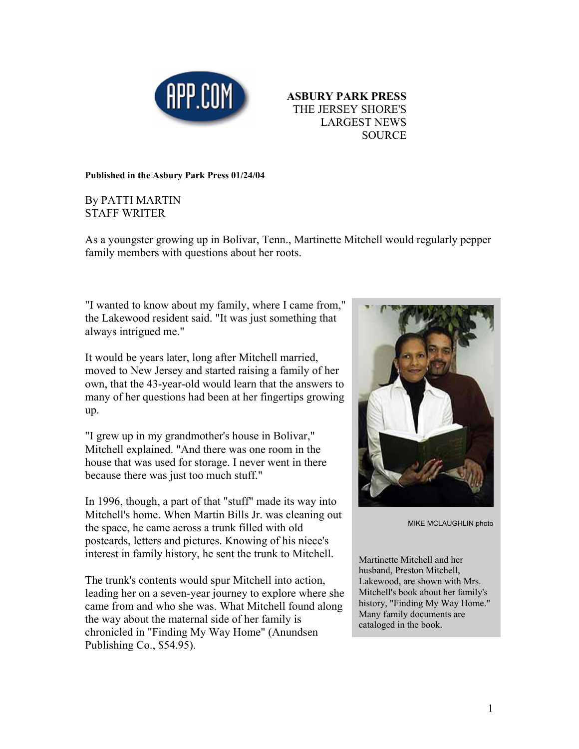**ASBURY PARK PRESS**
THE JERSEY SHORE'S LARGEST NEWS SOURCE

**Published in the Asbury Park Press 01/24/04**

By PATTI MARTIN
STAFF WRITER

As a youngster growing up in Bolivar, Tenn., Martinette Mitchell would regularly pepper family members with questions about her roots.

"I wanted to know about my family, where I came from," the Lakewood resident said. "It was just something that always intrigued me."

It would be years later, long after Mitchell married, moved to New Jersey and started raising a family of her own, that the 43-year-old would learn that the answers to many of her questions had been at her fingertips growing up.

"I grew up in my grandmother's house in Bolivar," Mitchell explained. "And there was one room in the house that was used for storage. I never went in there because there was just too much stuff."

In 1996, though, a part of that "stuff" made its way into Mitchell's home. When Martin Bills Jr. was cleaning out the space, he came across a trunk filled with old postcards, letters and pictures. Knowing of his niece's interest in family history, he sent the trunk to Mitchell.

The trunk's contents would spur Mitchell into action, leading her on a seven-year journey to explore where she came from and who she was. What Mitchell found along the way about the maternal side of her family is chronicled in "Finding My Way Home" (Anundsen Publishing Co., $54.95).

MIKE MCLAUGHLIN photo

Martinette Mitchell and her husband, Preston Mitchell, Lakewood, are shown with Mrs. Mitchell's book about her family's history, "Finding My Way Home." Many family documents are cataloged in the book.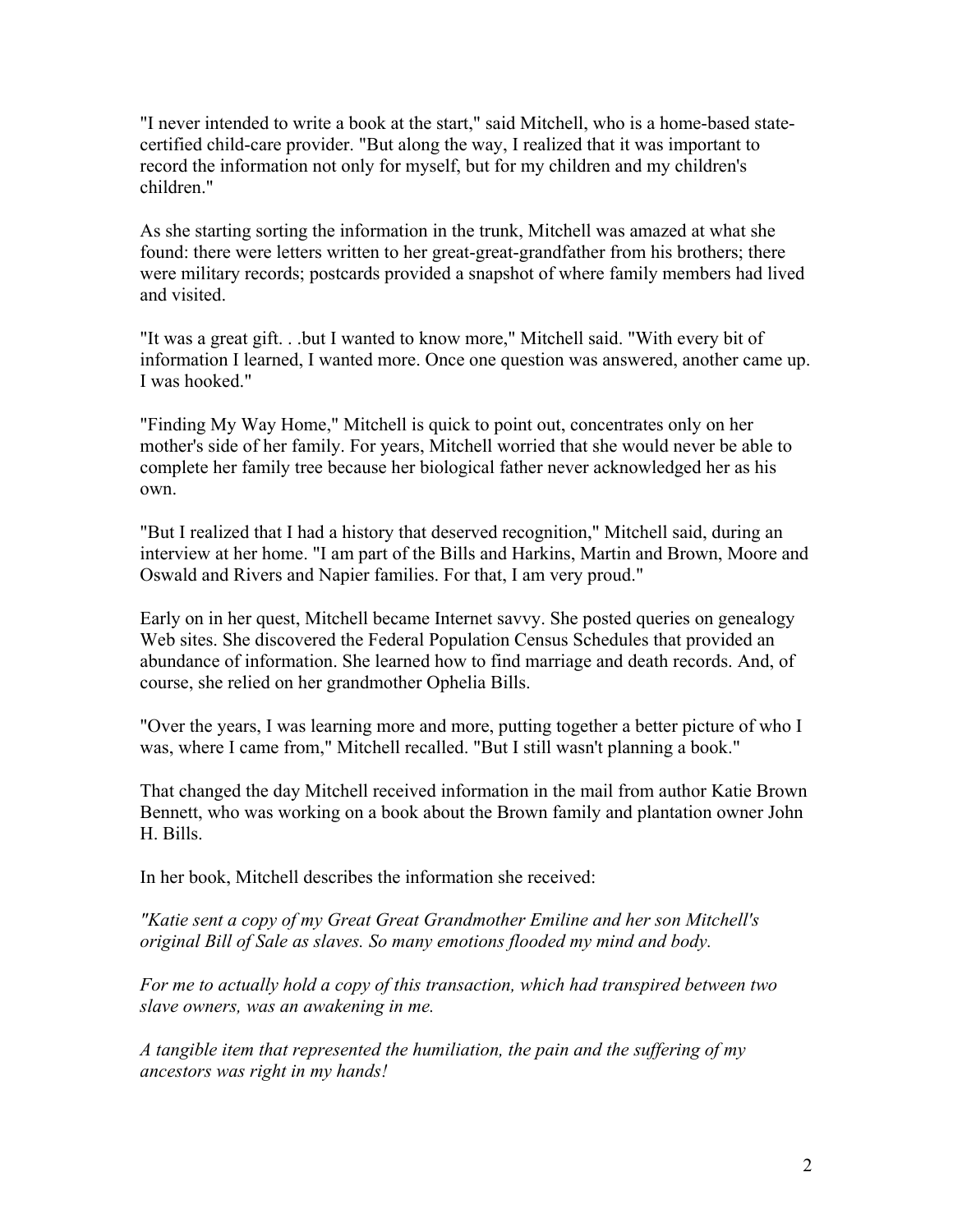"I never intended to write a book at the start," said Mitchell, who is a home-based state-certified child-care provider. "But along the way, I realized that it was important to record the information not only for myself, but for my children and my children's children."

As she starting sorting the information in the trunk, Mitchell was amazed at what she found: there were letters written to her great-great-grandfather from his brothers; there were military records; postcards provided a snapshot of where family members had lived and visited.

"It was a great gift. . .but I wanted to know more," Mitchell said. "With every bit of information I learned, I wanted more. Once one question was answered, another came up. I was hooked."

"Finding My Way Home," Mitchell is quick to point out, concentrates only on her mother's side of her family. For years, Mitchell worried that she would never be able to complete her family tree because her biological father never acknowledged her as his own.

"But I realized that I had a history that deserved recognition," Mitchell said, during an interview at her home. "I am part of the Bills and Harkins, Martin and Brown, Moore and Oswald and Rivers and Napier families. For that, I am very proud."

Early on in her quest, Mitchell became Internet savvy. She posted queries on genealogy Web sites. She discovered the Federal Population Census Schedules that provided an abundance of information. She learned how to find marriage and death records. And, of course, she relied on her grandmother Ophelia Bills.

"Over the years, I was learning more and more, putting together a better picture of who I was, where I came from," Mitchell recalled. "But I still wasn't planning a book."

That changed the day Mitchell received information in the mail from author Katie Brown Bennett, who was working on a book about the Brown family and plantation owner John H. Bills.

In her book, Mitchell describes the information she received:

*"Katie sent a copy of my Great Great Grandmother Emiline and her son Mitchell's original Bill of Sale as slaves. So many emotions flooded my mind and body.*

*For me to actually hold a copy of this transaction, which had transpired between two slave owners, was an awakening in me.*

*A tangible item that represented the humiliation, the pain and the suffering of my ancestors was right in my hands!*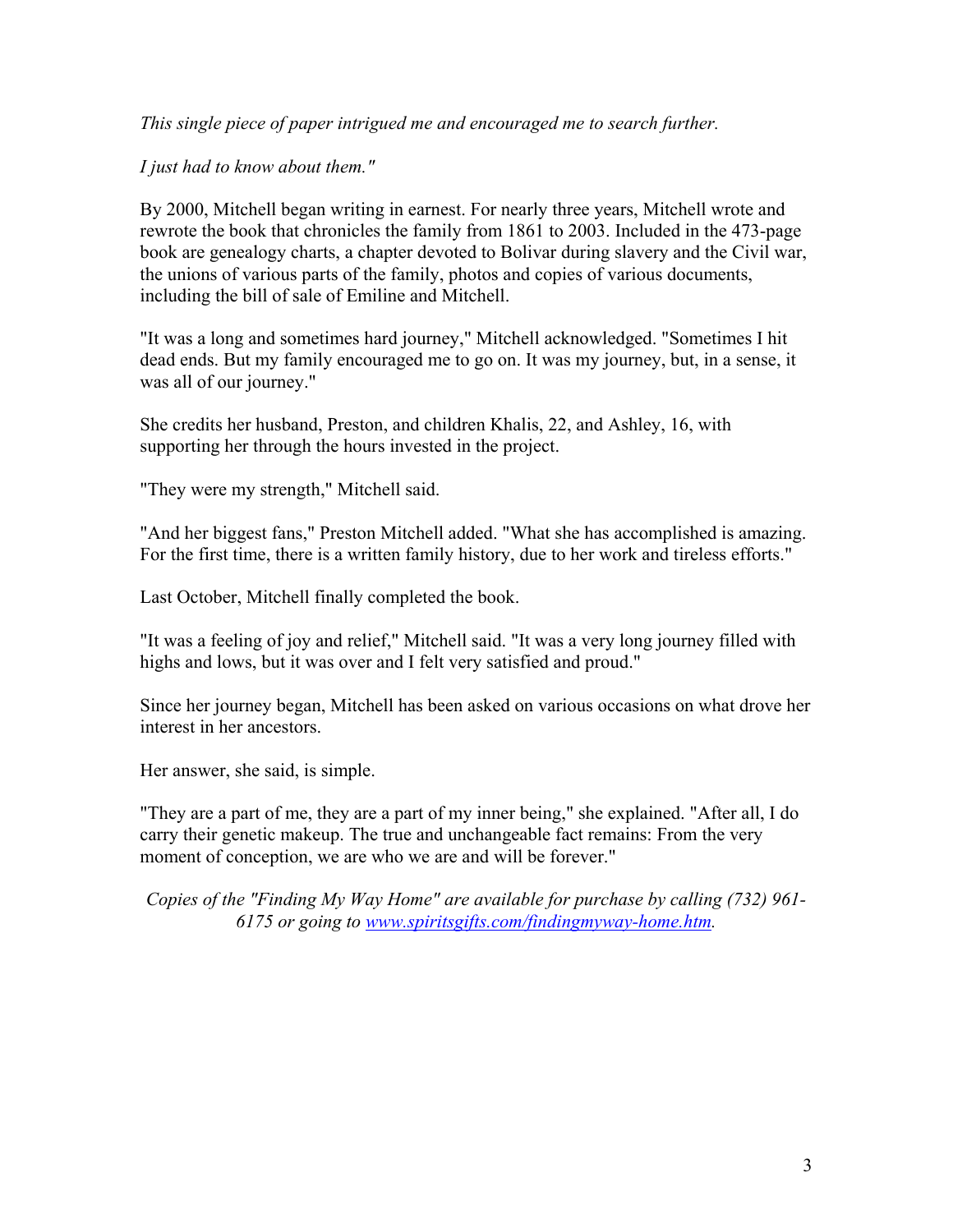*This single piece of paper intrigued me and encouraged me to search further.*

*I just had to know about them."*

By 2000, Mitchell began writing in earnest. For nearly three years, Mitchell wrote and rewrote the book that chronicles the family from 1861 to 2003. Included in the 473-page book are genealogy charts, a chapter devoted to Bolivar during slavery and the Civil war, the unions of various parts of the family, photos and copies of various documents, including the bill of sale of Emiline and Mitchell.

"It was a long and sometimes hard journey," Mitchell acknowledged. "Sometimes I hit dead ends. But my family encouraged me to go on. It was my journey, but, in a sense, it was all of our journey."

She credits her husband, Preston, and children Khalis, 22, and Ashley, 16, with supporting her through the hours invested in the project.

"They were my strength," Mitchell said.

"And her biggest fans," Preston Mitchell added. "What she has accomplished is amazing. For the first time, there is a written family history, due to her work and tireless efforts."

Last October, Mitchell finally completed the book.

"It was a feeling of joy and relief," Mitchell said. "It was a very long journey filled with highs and lows, but it was over and I felt very satisfied and proud."

Since her journey began, Mitchell has been asked on various occasions on what drove her interest in her ancestors.

Her answer, she said, is simple.

"They are a part of me, they are a part of my inner being," she explained. "After all, I do carry their genetic makeup. The true and unchangeable fact remains: From the very moment of conception, we are who we are and will be forever."

*Copies of the "Finding My Way Home" are available for purchase by calling (732) 961-6175 or going to [www.spiritsgifts.com/findingmyway-home.htm](http://www.spiritsgifts.com/findingmyway-home.htm).*